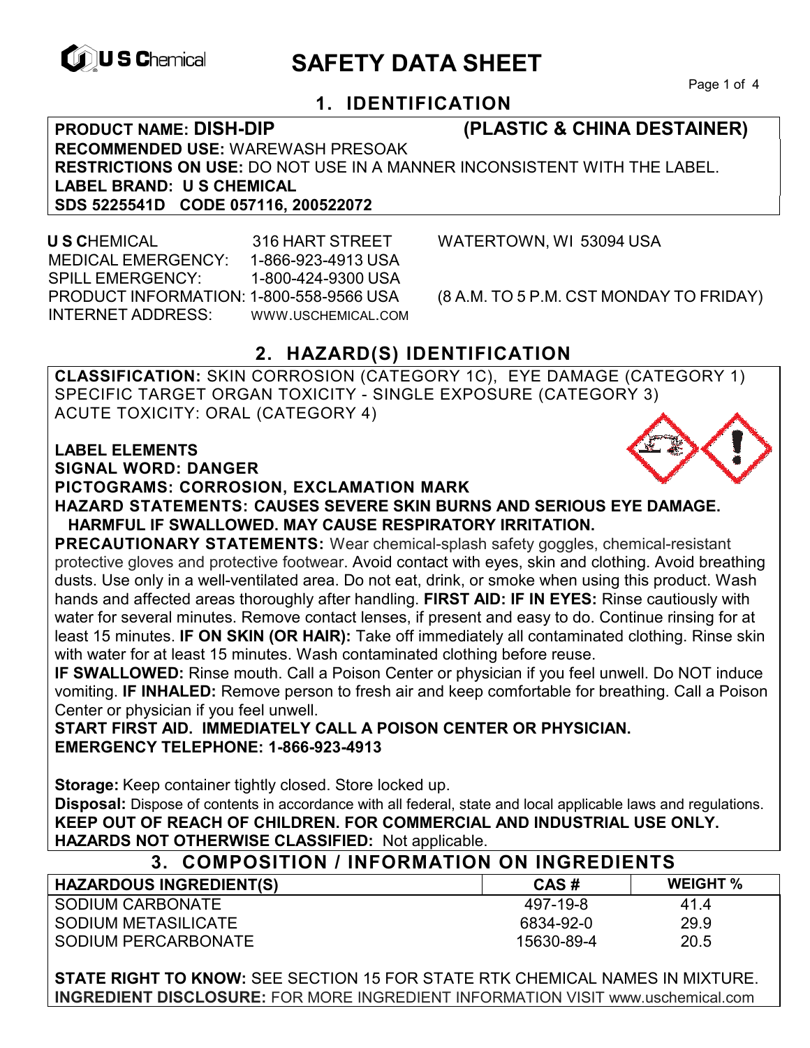U S Chemical

# SAFETY DATA SHEET

## 1. IDENTIFICATION

**PRODUCT NAME: DISH-DIP (PLASTIC & CHINA DESTAINER)**
**RECOMMENDED USE:** WAREWASH PRESOAK
**RESTRICTIONS ON USE:** DO NOT USE IN A MANNER INCONSISTENT WITH THE LABEL.
**LABEL BRAND: U S CHEMICAL**
**SDS 5225541D CODE 057116, 200522072**

**U S C**HEMICAL 316 HART STREET WATERTOWN, WI 53094 USA
MEDICAL EMERGENCY: 1-866-923-4913 USA
SPILL EMERGENCY: 1-800-424-9300 USA
PRODUCT INFORMATION: 1-800-558-9566 USA (8 A.M. TO 5 P.M. CST MONDAY TO FRIDAY)
INTERNET ADDRESS: WWW.USCHEMICAL.COM

## 2. HAZARD(S) IDENTIFICATION

**CLASSIFICATION:** SKIN CORROSION (CATEGORY 1C), EYE DAMAGE (CATEGORY 1) SPECIFIC TARGET ORGAN TOXICITY - SINGLE EXPOSURE (CATEGORY 3) ACUTE TOXICITY: ORAL (CATEGORY 4)

**LABEL ELEMENTS**
**SIGNAL WORD: DANGER**
**PICTOGRAMS: CORROSION, EXCLAMATION MARK**
**HAZARD STATEMENTS: CAUSES SEVERE SKIN BURNS AND SERIOUS EYE DAMAGE. HARMFUL IF SWALLOWED. MAY CAUSE RESPIRATORY IRRITATION.**
**PRECAUTIONARY STATEMENTS:** Wear chemical-splash safety goggles, chemical-resistant protective gloves and protective footwear. Avoid contact with eyes, skin and clothing. Avoid breathing dusts. Use only in a well-ventilated area. Do not eat, drink, or smoke when using this product. Wash hands and affected areas thoroughly after handling. **FIRST AID: IF IN EYES:** Rinse cautiously with water for several minutes. Remove contact lenses, if present and easy to do. Continue rinsing for at least 15 minutes. **IF ON SKIN (OR HAIR):** Take off immediately all contaminated clothing. Rinse skin with water for at least 15 minutes. Wash contaminated clothing before reuse.
**IF SWALLOWED:** Rinse mouth. Call a Poison Center or physician if you feel unwell. Do NOT induce vomiting. **IF INHALED:** Remove person to fresh air and keep comfortable for breathing. Call a Poison Center or physician if you feel unwell.
**START FIRST AID. IMMEDIATELY CALL A POISON CENTER OR PHYSICIAN.**
**EMERGENCY TELEPHONE: 1-866-923-4913**

**Storage:** Keep container tightly closed. Store locked up.
**Disposal:** Dispose of contents in accordance with all federal, state and local applicable laws and regulations.
**KEEP OUT OF REACH OF CHILDREN. FOR COMMERCIAL AND INDUSTRIAL USE ONLY.**
**HAZARDS NOT OTHERWISE CLASSIFIED:** Not applicable.

## 3. COMPOSITION / INFORMATION ON INGREDIENTS

| HAZARDOUS INGREDIENT(S) | CAS # | WEIGHT % |
|---|---|---|
| SODIUM CARBONATE | 497-19-8 | 41.4 |
| SODIUM METASILICATE | 6834-92-0 | 29.9 |
| SODIUM PERCARBONATE | 15630-89-4 | 20.5 |

**STATE RIGHT TO KNOW:** SEE SECTION 15 FOR STATE RTK CHEMICAL NAMES IN MIXTURE.
**INGREDIENT DISCLOSURE:** FOR MORE INGREDIENT INFORMATION VISIT www.uschemical.com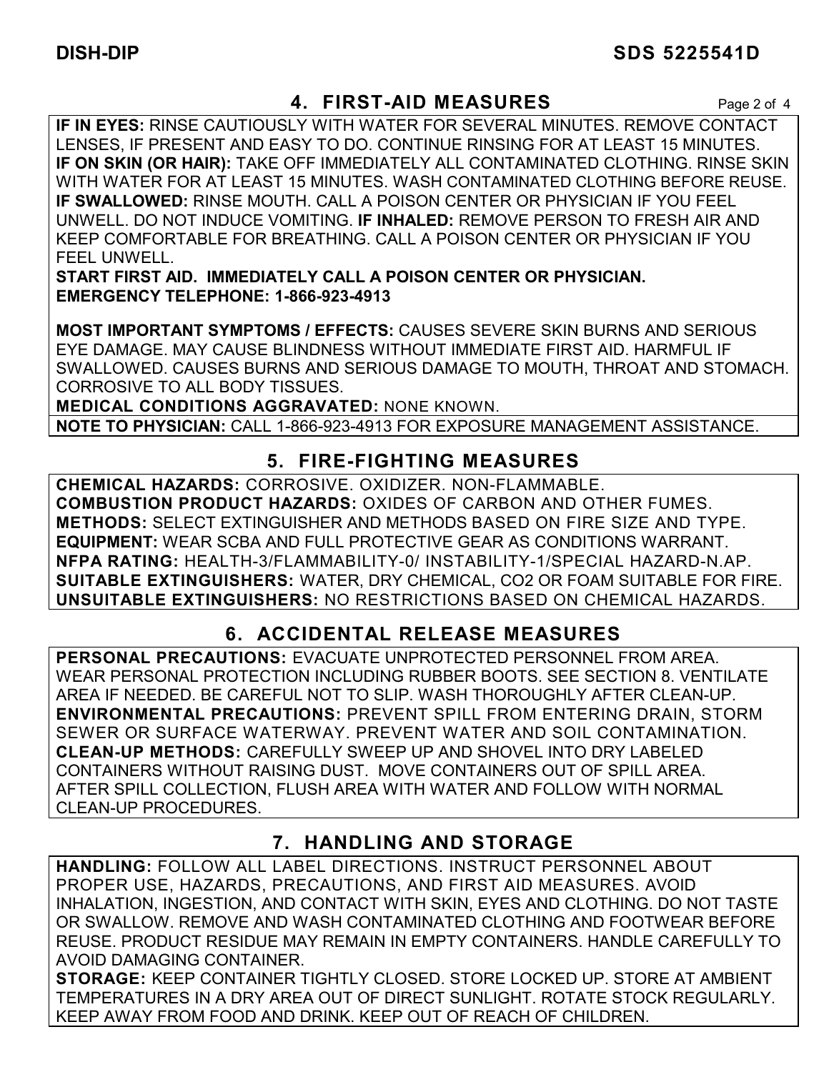## 4. FIRST-AID MEASURES

**IF IN EYES:** RINSE CAUTIOUSLY WITH WATER FOR SEVERAL MINUTES. REMOVE CONTACT LENSES, IF PRESENT AND EASY TO DO. CONTINUE RINSING FOR AT LEAST 15 MINUTES. **IF ON SKIN (OR HAIR):** TAKE OFF IMMEDIATELY ALL CONTAMINATED CLOTHING. RINSE SKIN WITH WATER FOR AT LEAST 15 MINUTES. WASH CONTAMINATED CLOTHING BEFORE REUSE. **IF SWALLOWED:** RINSE MOUTH. CALL A POISON CENTER OR PHYSICIAN IF YOU FEEL UNWELL. DO NOT INDUCE VOMITING. **IF INHALED:** REMOVE PERSON TO FRESH AIR AND KEEP COMFORTABLE FOR BREATHING. CALL A POISON CENTER OR PHYSICIAN IF YOU FEEL UNWELL.

**START FIRST AID. IMMEDIATELY CALL A POISON CENTER OR PHYSICIAN.**
**EMERGENCY TELEPHONE: 1-866-923-4913**

**MOST IMPORTANT SYMPTOMS / EFFECTS:** CAUSES SEVERE SKIN BURNS AND SERIOUS EYE DAMAGE. MAY CAUSE BLINDNESS WITHOUT IMMEDIATE FIRST AID. HARMFUL IF SWALLOWED. CAUSES BURNS AND SERIOUS DAMAGE TO MOUTH, THROAT AND STOMACH. CORROSIVE TO ALL BODY TISSUES.

**MEDICAL CONDITIONS AGGRAVATED:** NONE KNOWN.

**NOTE TO PHYSICIAN:** CALL 1-866-923-4913 FOR EXPOSURE MANAGEMENT ASSISTANCE.

## 5. FIRE-FIGHTING MEASURES

**CHEMICAL HAZARDS:** CORROSIVE. OXIDIZER. NON-FLAMMABLE.
**COMBUSTION PRODUCT HAZARDS:** OXIDES OF CARBON AND OTHER FUMES.
**METHODS:** SELECT EXTINGUISHER AND METHODS BASED ON FIRE SIZE AND TYPE.
**EQUIPMENT:** WEAR SCBA AND FULL PROTECTIVE GEAR AS CONDITIONS WARRANT.
**NFPA RATING:** HEALTH-3/FLAMMABILITY-0/ INSTABILITY-1/SPECIAL HAZARD-N.AP.
**SUITABLE EXTINGUISHERS:** WATER, DRY CHEMICAL, $CO_2$ OR FOAM SUITABLE FOR FIRE.
**UNSUITABLE EXTINGUISHERS:** NO RESTRICTIONS BASED ON CHEMICAL HAZARDS.

## 6. ACCIDENTAL RELEASE MEASURES

**PERSONAL PRECAUTIONS:** EVACUATE UNPROTECTED PERSONNEL FROM AREA. WEAR PERSONAL PROTECTION INCLUDING RUBBER BOOTS. SEE SECTION 8. VENTILATE AREA IF NEEDED. BE CAREFUL NOT TO SLIP. WASH THOROUGHLY AFTER CLEAN-UP.
**ENVIRONMENTAL PRECAUTIONS:** PREVENT SPILL FROM ENTERING DRAIN, STORM SEWER OR SURFACE WATERWAY. PREVENT WATER AND SOIL CONTAMINATION.
**CLEAN-UP METHODS:** CAREFULLY SWEEP UP AND SHOVEL INTO DRY LABELED CONTAINERS WITHOUT RAISING DUST. MOVE CONTAINERS OUT OF SPILL AREA. AFTER SPILL COLLECTION, FLUSH AREA WITH WATER AND FOLLOW WITH NORMAL CLEAN-UP PROCEDURES.

## 7. HANDLING AND STORAGE

**HANDLING:** FOLLOW ALL LABEL DIRECTIONS. INSTRUCT PERSONNEL ABOUT PROPER USE, HAZARDS, PRECAUTIONS, AND FIRST AID MEASURES. AVOID INHALATION, INGESTION, AND CONTACT WITH SKIN, EYES AND CLOTHING. DO NOT TASTE OR SWALLOW. REMOVE AND WASH CONTAMINATED CLOTHING AND FOOTWEAR BEFORE REUSE. PRODUCT RESIDUE MAY REMAIN IN EMPTY CONTAINERS. HANDLE CAREFULLY TO AVOID DAMAGING CONTAINER.
**STORAGE:** KEEP CONTAINER TIGHTLY CLOSED. STORE LOCKED UP. STORE AT AMBIENT TEMPERATURES IN A DRY AREA OUT OF DIRECT SUNLIGHT. ROTATE STOCK REGULARLY. KEEP AWAY FROM FOOD AND DRINK. KEEP OUT OF REACH OF CHILDREN.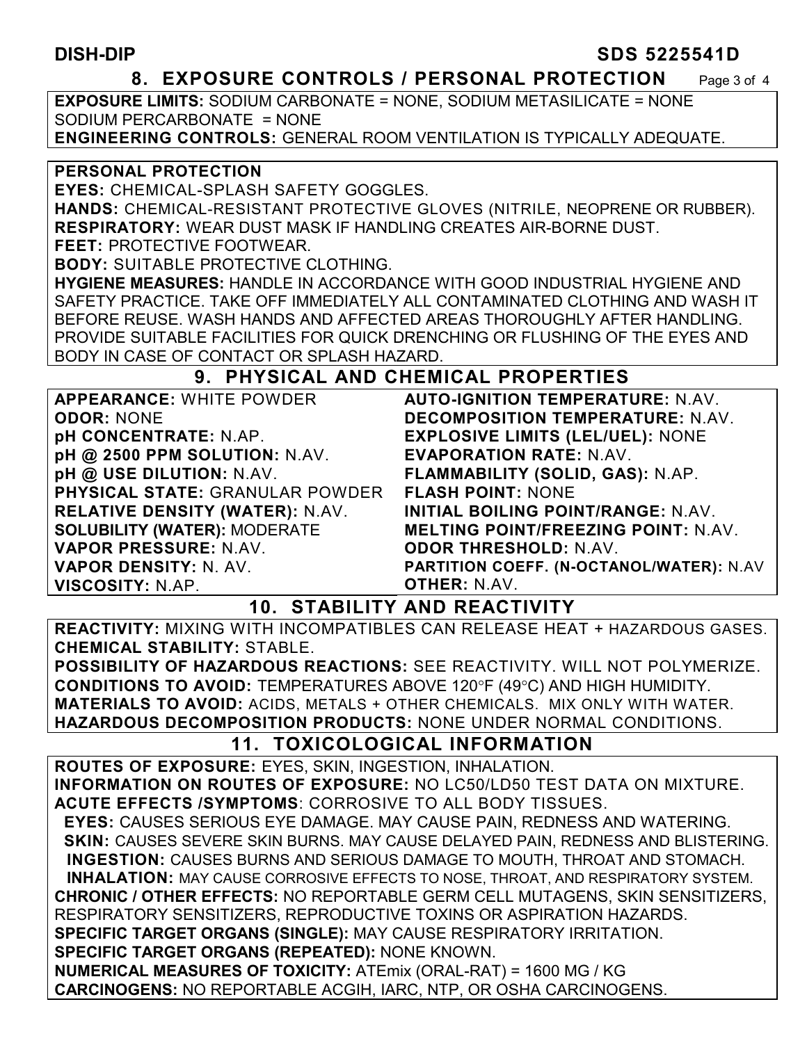## 8. EXPOSURE CONTROLS / PERSONAL PROTECTION

**EXPOSURE LIMITS:** SODIUM CARBONATE = NONE, SODIUM METASILICATE = NONE SODIUM PERCARBONATE = NONE

**ENGINEERING CONTROLS:** GENERAL ROOM VENTILATION IS TYPICALLY ADEQUATE.

**PERSONAL PROTECTION**

**EYES:** CHEMICAL-SPLASH SAFETY GOGGLES.

**HANDS:** CHEMICAL-RESISTANT PROTECTIVE GLOVES (NITRILE, NEOPRENE OR RUBBER).

**RESPIRATORY:** WEAR DUST MASK IF HANDLING CREATES AIR-BORNE DUST.

**FEET:** PROTECTIVE FOOTWEAR.

**BODY:** SUITABLE PROTECTIVE CLOTHING.

**HYGIENE MEASURES:** HANDLE IN ACCORDANCE WITH GOOD INDUSTRIAL HYGIENE AND SAFETY PRACTICE. TAKE OFF IMMEDIATELY ALL CONTAMINATED CLOTHING AND WASH IT BEFORE REUSE. WASH HANDS AND AFFECTED AREAS THOROUGHLY AFTER HANDLING. PROVIDE SUITABLE FACILITIES FOR QUICK DRENCHING OR FLUSHING OF THE EYES AND BODY IN CASE OF CONTACT OR SPLASH HAZARD.

## 9. PHYSICAL AND CHEMICAL PROPERTIES

**APPEARANCE:** WHITE POWDER
**ODOR:** NONE
**pH CONCENTRATE:** N.AP.
**pH @ 2500 PPM SOLUTION:** N.AV.
**pH @ USE DILUTION:** N.AV.
**PHYSICAL STATE:** GRANULAR POWDER
**RELATIVE DENSITY (WATER):** N.AV.
**SOLUBILITY (WATER):** MODERATE
**VAPOR PRESSURE:** N.AV.
**VAPOR DENSITY:** N. AV.
**VISCOSITY:** N.AP.
**AUTO-IGNITION TEMPERATURE:** N.AV.
**DECOMPOSITION TEMPERATURE:** N.AV.
**EXPLOSIVE LIMITS (LEL/UEL):** NONE
**EVAPORATION RATE:** N.AV.
**FLAMMABILITY (SOLID, GAS):** N.AP.
**FLASH POINT:** NONE
**INITIAL BOILING POINT/RANGE:** N.AV.
**MELTING POINT/FREEZING POINT:** N.AV.
**ODOR THRESHOLD:** N.AV.
**PARTITION COEFF. (N-OCTANOL/WATER):** N.AV
**OTHER:** N.AV.

## 10. STABILITY AND REACTIVITY

**REACTIVITY:** MIXING WITH INCOMPATIBLES CAN RELEASE HEAT + HAZARDOUS GASES.

**CHEMICAL STABILITY:** STABLE.

**POSSIBILITY OF HAZARDOUS REACTIONS:** SEE REACTIVITY. WILL NOT POLYMERIZE.

**CONDITIONS TO AVOID:** TEMPERATURES ABOVE 120°F (49°C) AND HIGH HUMIDITY.

**MATERIALS TO AVOID:** ACIDS, METALS + OTHER CHEMICALS. MIX ONLY WITH WATER.

**HAZARDOUS DECOMPOSITION PRODUCTS:** NONE UNDER NORMAL CONDITIONS.

## 11. TOXICOLOGICAL INFORMATION

**ROUTES OF EXPOSURE:** EYES, SKIN, INGESTION, INHALATION.

**INFORMATION ON ROUTES OF EXPOSURE:** NO LC50/LD50 TEST DATA ON MIXTURE.

**ACUTE EFFECTS /SYMPTOMS**: CORROSIVE TO ALL BODY TISSUES.

**EYES:** CAUSES SERIOUS EYE DAMAGE. MAY CAUSE PAIN, REDNESS AND WATERING.

**SKIN:** CAUSES SEVERE SKIN BURNS. MAY CAUSE DELAYED PAIN, REDNESS AND BLISTERING.

**INGESTION:** CAUSES BURNS AND SERIOUS DAMAGE TO MOUTH, THROAT AND STOMACH.

**INHALATION:** MAY CAUSE CORROSIVE EFFECTS TO NOSE, THROAT, AND RESPIRATORY SYSTEM.

**CHRONIC / OTHER EFFECTS:** NO REPORTABLE GERM CELL MUTAGENS, SKIN SENSITIZERS, RESPIRATORY SENSITIZERS, REPRODUCTIVE TOXINS OR ASPIRATION HAZARDS.

**SPECIFIC TARGET ORGANS (SINGLE):** MAY CAUSE RESPIRATORY IRRITATION.

**SPECIFIC TARGET ORGANS (REPEATED):** NONE KNOWN.

**NUMERICAL MEASURES OF TOXICITY:** ATEmix (ORAL-RAT) = 1600 MG / KG

**CARCINOGENS:** NO REPORTABLE ACGIH, IARC, NTP, OR OSHA CARCINOGENS.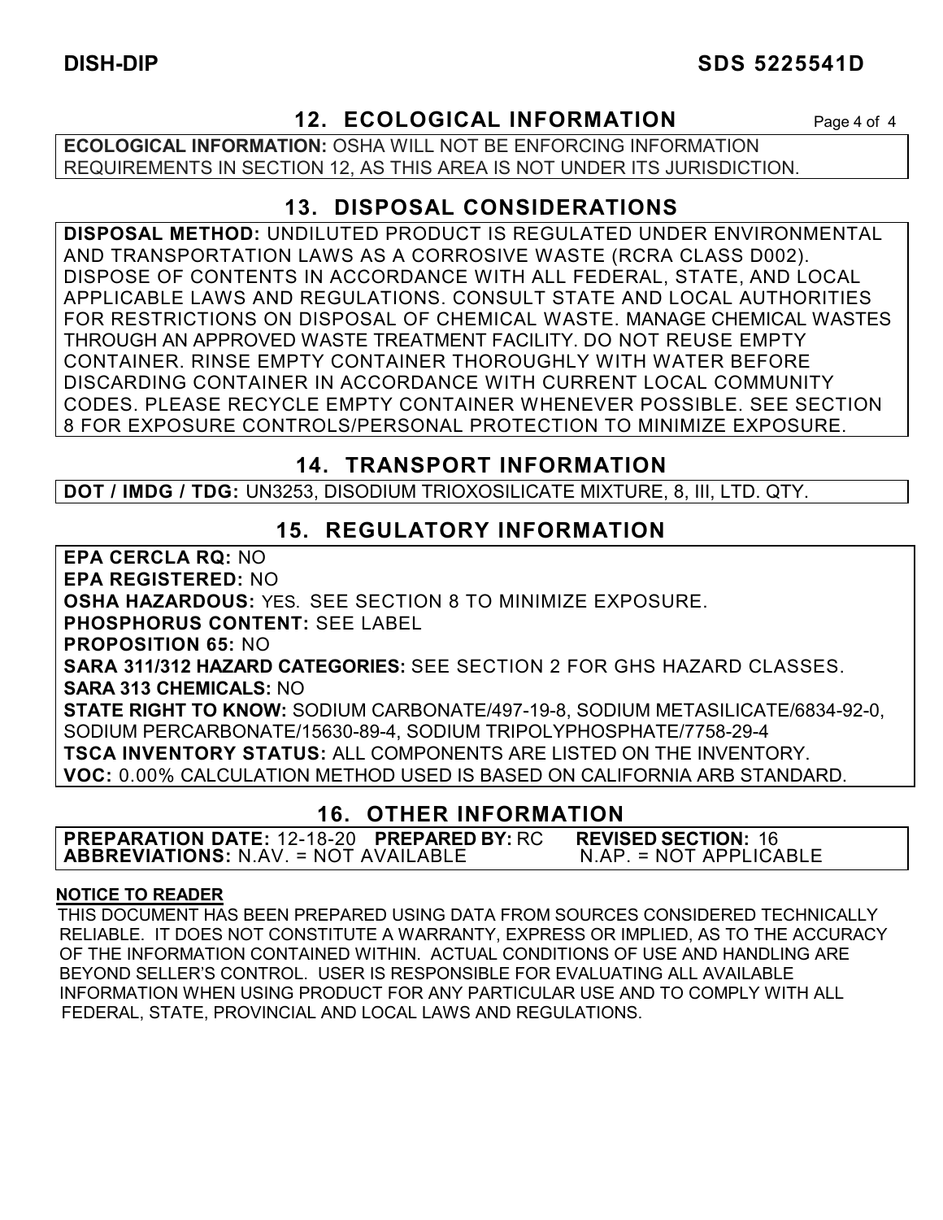## 12. ECOLOGICAL INFORMATION

**ECOLOGICAL INFORMATION:** OSHA WILL NOT BE ENFORCING INFORMATION REQUIREMENTS IN SECTION 12, AS THIS AREA IS NOT UNDER ITS JURISDICTION.

## 13. DISPOSAL CONSIDERATIONS

**DISPOSAL METHOD:** UNDILUTED PRODUCT IS REGULATED UNDER ENVIRONMENTAL AND TRANSPORTATION LAWS AS A CORROSIVE WASTE (RCRA CLASS D002). DISPOSE OF CONTENTS IN ACCORDANCE WITH ALL FEDERAL, STATE, AND LOCAL APPLICABLE LAWS AND REGULATIONS. CONSULT STATE AND LOCAL AUTHORITIES FOR RESTRICTIONS ON DISPOSAL OF CHEMICAL WASTE. MANAGE CHEMICAL WASTES THROUGH AN APPROVED WASTE TREATMENT FACILITY. DO NOT REUSE EMPTY CONTAINER. RINSE EMPTY CONTAINER THOROUGHLY WITH WATER BEFORE DISCARDING CONTAINER IN ACCORDANCE WITH CURRENT LOCAL COMMUNITY CODES. PLEASE RECYCLE EMPTY CONTAINER WHENEVER POSSIBLE. SEE SECTION 8 FOR EXPOSURE CONTROLS/PERSONAL PROTECTION TO MINIMIZE EXPOSURE.

## 14. TRANSPORT INFORMATION

**DOT / IMDG / TDG:** UN3253, DISODIUM TRIOXOSILICATE MIXTURE, 8, III, LTD. QTY.

## 15. REGULATORY INFORMATION

**EPA CERCLA RQ:** NO
**EPA REGISTERED:** NO
**OSHA HAZARDOUS:** YES. SEE SECTION 8 TO MINIMIZE EXPOSURE.
**PHOSPHORUS CONTENT:** SEE LABEL
**PROPOSITION 65:** NO
**SARA 311/312 HAZARD CATEGORIES:** SEE SECTION 2 FOR GHS HAZARD CLASSES.
**SARA 313 CHEMICALS:** NO
**STATE RIGHT TO KNOW:** SODIUM CARBONATE/497-19-8, SODIUM METASILICATE/6834-92-0, SODIUM PERCARBONATE/15630-89-4, SODIUM TRIPOLYPHOSPHATE/7758-29-4
**TSCA INVENTORY STATUS:** ALL COMPONENTS ARE LISTED ON THE INVENTORY.
**VOC:** 0.00% CALCULATION METHOD USED IS BASED ON CALIFORNIA ARB STANDARD.

## 16. OTHER INFORMATION

**PREPARATION DATE:** 12-18-20 **PREPARED BY:** RC **REVISED SECTION:** 16
**ABBREVIATIONS:** N.AV. = NOT AVAILABLE N.AP. = NOT APPLICABLE

**NOTICE TO READER**

THIS DOCUMENT HAS BEEN PREPARED USING DATA FROM SOURCES CONSIDERED TECHNICALLY RELIABLE. IT DOES NOT CONSTITUTE A WARRANTY, EXPRESS OR IMPLIED, AS TO THE ACCURACY OF THE INFORMATION CONTAINED WITHIN. ACTUAL CONDITIONS OF USE AND HANDLING ARE BEYOND SELLER'S CONTROL. USER IS RESPONSIBLE FOR EVALUATING ALL AVAILABLE INFORMATION WHEN USING PRODUCT FOR ANY PARTICULAR USE AND TO COMPLY WITH ALL FEDERAL, STATE, PROVINCIAL AND LOCAL LAWS AND REGULATIONS.